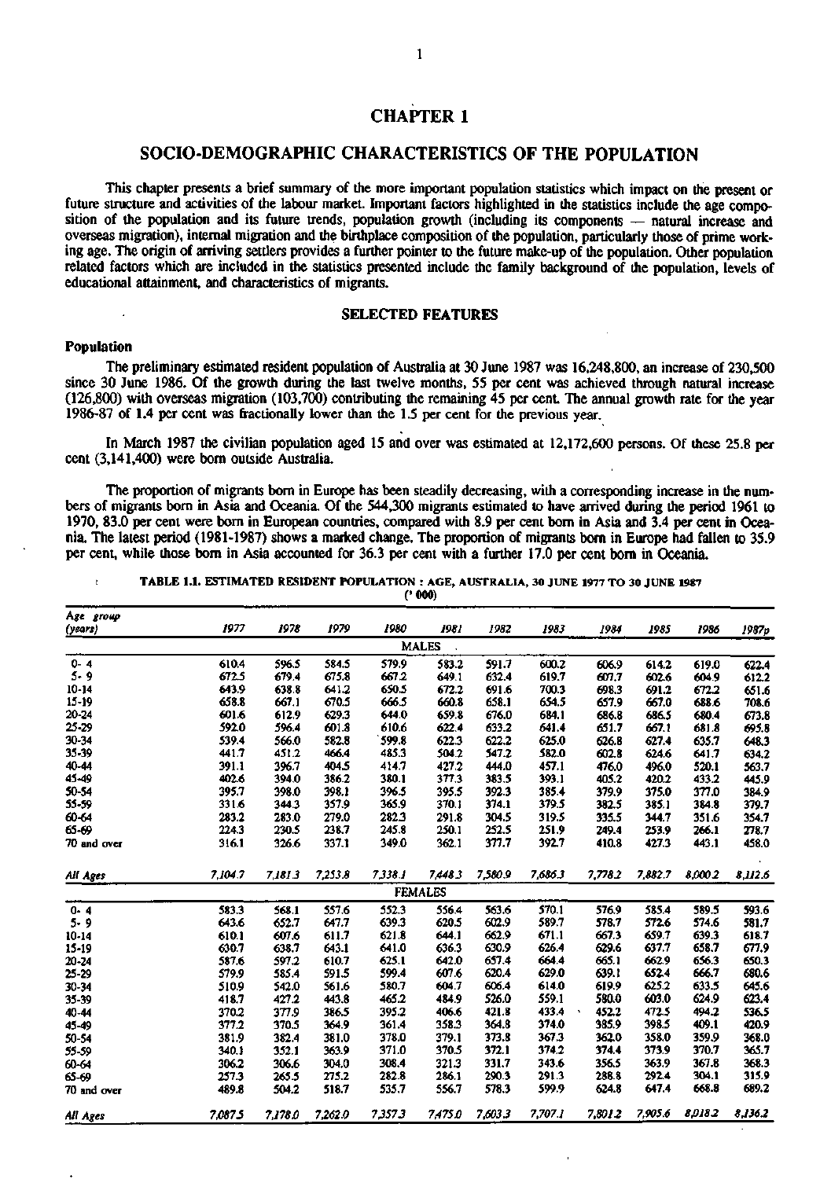# CHAPTER 1

## SOCIO-DEMOGRAPHIC CHARACTERISTICS OF THE POPULATION

This chapter presents a brief summary of the more important population statistics which impact on the present or future structure and activities of the labour market. Important factors highlighted in the statistics include the age composition of the population and its future trends, population growth (including its components — natural increase and overseas migration), internal migration and the birthplace composition of the population, particularly those of prime working age. The origin of arriving settlers provides a further pointer to the future make-up of the population. Other population related factors which are included in the statistics presented include the family background of the population, levels of educational attainment, and characteristics of migrants.

### SELECTED FEATURES

#### Population

The preliminary estimated resident population of Australia at 30 June 1987 was 16,248,800, an increase of 230,500 since 30 June 1986. Of the growth during the last twelve months, 55 per cent was achieved through natural increase (126,800) with overseas migration (103,700) contributing the remaining 45 per cent. The annual growth rate for the year 1986-87 of 1.4 per cent was fractionally lower than the 1.5 per cent for the previous year.

In March 1987 the civilian population aged 15 and over was estimated at 12,172,600 persons. Of these 25.8 per cent (3,141,400) were born outside Australia.

The proportion of migrants born in Europe has been steadily decreasing, with a corresponding increase in the numbers of migrants born in Asia and Oceania. Of the 544,300 migrants estimated to have arrived during the period 1961 to 1970, 83.0 per cent were born in European countries, compared with 8.9 per cent born in Asia and 3.4 per cent in Oceania. The latest period (1981-1987) shows a marked change. The proportion of migrants born in Europe had fallen to 35.9 per cent, while those born in Asia accounted for 36.3 per cent with a further 17.0 per cent born in Oceania.

**TABLE 1.1. ESTIMATED RESIDENT POPULATION : AGE, AUSTRALIA, 30 JUNE 1977 TO 30 JUNE 1987**
('000)

| Age group (years) | 1977 | 1978 | 1979 | 1980 | 1981 | 1982 | 1983 | 1984 | 1985 | 1986 | 1987p |
|---|---|---|---|---|---|---|---|---|---|---|---|
| | | | | | MALES | | | | | | |
| 0- 4 | 610.4 | 596.5 | 584.5 | 579.9 | 583.2 | 591.7 | 600.2 | 606.9 | 614.2 | 619.0 | 622.4 |
| 5- 9 | 672.5 | 679.4 | 675.8 | 667.2 | 649.1 | 632.4 | 619.7 | 607.7 | 602.6 | 604.9 | 612.2 |
| 10-14 | 643.9 | 638.8 | 641.2 | 650.5 | 672.2 | 691.6 | 700.3 | 698.3 | 691.2 | 672.2 | 651.6 |
| 15-19 | 658.8 | 667.1 | 670.5 | 666.5 | 660.8 | 658.1 | 654.5 | 657.9 | 667.0 | 688.6 | 708.6 |
| 20-24 | 601.6 | 612.9 | 629.3 | 644.0 | 659.8 | 676.0 | 684.1 | 686.8 | 686.5 | 680.4 | 673.8 |
| 25-29 | 592.0 | 596.4 | 601.8 | 610.6 | 622.4 | 633.2 | 641.4 | 651.7 | 667.1 | 681.8 | 695.8 |
| 30-34 | 539.4 | 566.0 | 582.8 | 599.8 | 622.3 | 622.2 | 625.0 | 626.8 | 627.4 | 635.7 | 648.3 |
| 35-39 | 441.7 | 451.2 | 466.4 | 485.3 | 504.2 | 547.2 | 582.0 | 602.8 | 624.6 | 641.7 | 634.2 |
| 40-44 | 391.1 | 396.7 | 404.5 | 414.7 | 427.2 | 444.0 | 457.1 | 476.0 | 496.0 | 520.1 | 563.7 |
| 45-49 | 402.6 | 394.0 | 386.2 | 380.1 | 377.3 | 383.5 | 393.1 | 405.2 | 420.2 | 433.2 | 445.9 |
| 50-54 | 395.7 | 398.0 | 398.1 | 396.5 | 395.5 | 392.3 | 385.4 | 379.9 | 375.0 | 377.0 | 384.9 |
| 55-59 | 331.6 | 344.3 | 357.9 | 365.9 | 370.1 | 374.1 | 379.5 | 382.5 | 385.1 | 384.8 | 379.7 |
| 60-64 | 283.2 | 283.0 | 279.0 | 282.3 | 291.8 | 304.5 | 319.5 | 335.5 | 344.7 | 351.6 | 354.7 |
| 65-69 | 224.3 | 230.5 | 238.7 | 245.8 | 250.1 | 252.5 | 251.9 | 249.4 | 253.9 | 266.1 | 278.7 |
| 70 and over | 316.1 | 326.6 | 337.1 | 349.0 | 362.1 | 377.7 | 392.7 | 410.8 | 427.3 | 443.1 | 458.0 |
| *All Ages* | *7,104.7* | *7,181.3* | *7,253.8* | *7,338.1* | *7,448.3* | *7,580.9* | *7,686.3* | *7,778.2* | *7,882.7* | *8,000.2* | *8,112.6* |
| | | | | | FEMALES | | | | | | |
| 0- 4 | 583.3 | 568.1 | 557.6 | 552.3 | 556.4 | 563.6 | 570.1 | 576.9 | 585.4 | 589.5 | 593.6 |
| 5- 9 | 643.6 | 652.7 | 647.7 | 639.3 | 620.5 | 602.9 | 589.7 | 578.7 | 572.6 | 574.6 | 581.7 |
| 10-14 | 610.1 | 607.6 | 611.7 | 621.8 | 644.1 | 662.9 | 671.1 | 667.3 | 659.7 | 639.3 | 618.7 |
| 15-19 | 630.7 | 638.7 | 643.1 | 641.0 | 636.3 | 630.9 | 626.4 | 629.6 | 637.7 | 658.7 | 677.9 |
| 20-24 | 587.6 | 597.2 | 610.7 | 625.1 | 642.0 | 657.4 | 664.4 | 665.1 | 662.9 | 656.3 | 650.3 |
| 25-29 | 579.9 | 585.4 | 591.5 | 599.4 | 607.6 | 620.4 | 629.0 | 639.1 | 652.4 | 666.7 | 680.6 |
| 30-34 | 510.9 | 542.0 | 561.6 | 580.7 | 604.7 | 606.4 | 614.0 | 619.9 | 625.2 | 633.5 | 645.6 |
| 35-39 | 418.7 | 427.2 | 443.8 | 465.2 | 484.9 | 526.0 | 559.1 | 580.0 | 603.0 | 624.9 | 623.4 |
| 40-44 | 370.2 | 377.9 | 386.5 | 395.2 | 406.6 | 421.8 | 433.4 | 452.2 | 472.5 | 494.2 | 536.5 |
| 45-49 | 377.2 | 370.5 | 364.9 | 361.4 | 358.3 | 364.8 | 374.0 | 385.9 | 398.5 | 409.1 | 420.9 |
| 50-54 | 381.9 | 382.4 | 381.0 | 378.0 | 379.1 | 373.8 | 367.3 | 362.0 | 358.0 | 359.9 | 368.0 |
| 55-59 | 340.1 | 352.1 | 363.9 | 371.0 | 370.5 | 372.1 | 374.2 | 374.4 | 373.9 | 370.7 | 365.7 |
| 60-64 | 306.2 | 306.6 | 304.0 | 308.4 | 321.3 | 331.7 | 343.6 | 356.5 | 363.9 | 367.8 | 368.3 |
| 65-69 | 257.3 | 265.5 | 275.2 | 282.8 | 286.1 | 290.3 | 291.3 | 288.8 | 292.4 | 304.1 | 315.9 |
| 70 and over | 489.8 | 504.2 | 518.7 | 535.7 | 556.7 | 578.3 | 599.9 | 624.8 | 647.4 | 668.8 | 689.2 |
| *All Ages* | *7,087.5* | *7,178.0* | *7,262.0* | *7,357.3* | *7,475.0* | *7,603.3* | *7,707.1* | *7,801.2* | *7,905.6* | *8,018.2* | *8,136.2* |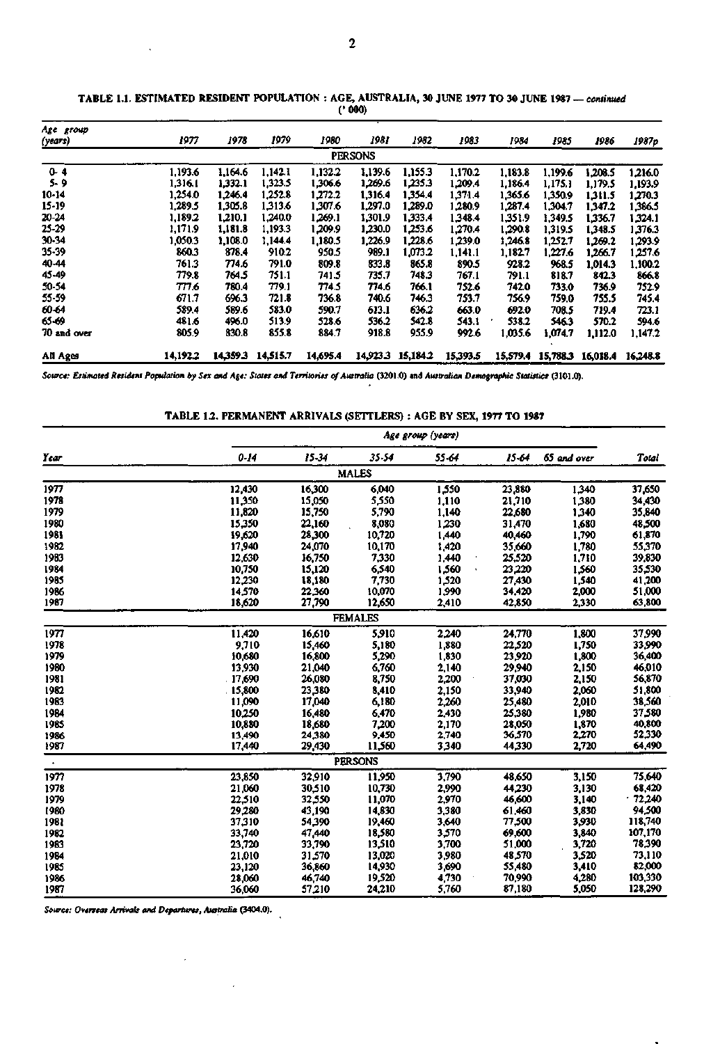**TABLE 1.1. ESTIMATED RESIDENT POPULATION : AGE, AUSTRALIA, 30 JUNE 1977 TO 30 JUNE 1987 — *continued***

('000)

| Age group (years) | 1977 | 1978 | 1979 | 1980 | 1981 | 1982 | 1983 | 1984 | 1985 | 1986 | 1987p |
|---|---|---|---|---|---|---|---|---|---|---|---|
| | | | | | PERSONS | | | | | | |
| 0- 4 | 1,193.6 | 1,164.6 | 1,142.1 | 1,132.2 | 1,139.6 | 1,155.3 | 1,170.2 | 1,183.8 | 1,199.6 | 1,208.5 | 1,216.0 |
| 5- 9 | 1,316.1 | 1,332.1 | 1,323.5 | 1,306.6 | 1,269.6 | 1,235.3 | 1,209.4 | 1,186.4 | 1,175.1 | 1,179.5 | 1,193.9 |
| 10-14 | 1,254.0 | 1,246.4 | 1,252.8 | 1,272.2 | 1,316.4 | 1,354.4 | 1,371.4 | 1,365.6 | 1,350.9 | 1,311.5 | 1,270.3 |
| 15-19 | 1,289.5 | 1,305.8 | 1,313.6 | 1,307.6 | 1,297.0 | 1,289.0 | 1,280.9 | 1,287.4 | 1,304.7 | 1,347.2 | 1,386.5 |
| 20-24 | 1,189.2 | 1,210.1 | 1,240.0 | 1,269.1 | 1,301.9 | 1,333.4 | 1,348.4 | 1,351.9 | 1,349.5 | 1,336.7 | 1,324.1 |
| 25-29 | 1,171.9 | 1,181.8 | 1,193.3 | 1,209.9 | 1,230.0 | 1,253.6 | 1,270.4 | 1,290.8 | 1,319.5 | 1,348.5 | 1,376.3 |
| 30-34 | 1,050.3 | 1,108.0 | 1,144.4 | 1,180.5 | 1,226.9 | 1,228.6 | 1,239.0 | 1,246.8 | 1,252.7 | 1,269.2 | 1,293.9 |
| 35-39 | 860.3 | 878.4 | 910.2 | 950.5 | 989.1 | 1,073.2 | 1,141.1 | 1,182.7 | 1,227.6 | 1,266.7 | 1,257.6 |
| 40-44 | 761.3 | 774.6 | 791.0 | 809.8 | 833.8 | 865.8 | 890.5 | 928.2 | 968.5 | 1,014.3 | 1,100.2 |
| 45-49 | 779.8 | 764.5 | 751.1 | 741.5 | 735.7 | 748.3 | 767.1 | 791.1 | 818.7 | 842.3 | 866.8 |
| 50-54 | 777.6 | 780.4 | 779.1 | 774.5 | 774.6 | 766.1 | 752.6 | 742.0 | 733.0 | 736.9 | 752.9 |
| 55-59 | 671.7 | 696.3 | 721.8 | 736.8 | 740.6 | 746.3 | 753.7 | 756.9 | 759.0 | 755.5 | 745.4 |
| 60-64 | 589.4 | 589.6 | 583.0 | 590.7 | 613.1 | 636.2 | 663.0 | 692.0 | 708.5 | 719.4 | 723.1 |
| 65-69 | 481.6 | 496.0 | 513.9 | 528.6 | 536.2 | 542.8 | 543.1 | 538.2 | 546.3 | 570.2 | 594.6 |
| 70 and over | 805.9 | 830.8 | 855.8 | 884.7 | 918.8 | 955.9 | 992.6 | 1,035.6 | 1,074.7 | 1,112.0 | 1,147.2 |
| All Ages | 14,192.2 | 14,359.3 | 14,515.7 | 14,695.4 | 14,923.3 | 15,184.2 | 15,393.5 | 15,579.4 | 15,788.3 | 16,018.4 | 16,248.8 |

*Source: Estimated Resident Population by Sex and Age: States and Territories of Australia (3201.0) and Australian Demographic Statistics (3101.0).*

**TABLE 1.2. PERMANENT ARRIVALS (SETTLERS) : AGE BY SEX, 1977 TO 1987**

| Year | Age group (years) | | | | | | |
|---|---|---|---|---|---|---|---|
| | 0-14 | 15-34 | 35-54 | 55-64 | 15-64 | 65 and over | Total |
| | | | MALES | | | | |
| 1977 | 12,430 | 16,300 | 6,040 | 1,550 | 23,880 | 1,340 | 37,650 |
| 1978 | 11,350 | 15,050 | 5,550 | 1,110 | 21,710 | 1,380 | 34,430 |
| 1979 | 11,820 | 15,750 | 5,790 | 1,140 | 22,680 | 1,340 | 35,840 |
| 1980 | 15,350 | 22,160 | 8,080 | 1,230 | 31,470 | 1,680 | 48,500 |
| 1981 | 19,620 | 28,300 | 10,720 | 1,440 | 40,460 | 1,790 | 61,870 |
| 1982 | 17,940 | 24,070 | 10,170 | 1,420 | 35,660 | 1,780 | 55,370 |
| 1983 | 12,630 | 16,750 | 7,330 | 1,440 | 25,520 | 1,710 | 39,830 |
| 1984 | 10,750 | 15,120 | 6,540 | 1,560 | 23,220 | 1,560 | 35,530 |
| 1985 | 12,230 | 18,180 | 7,730 | 1,520 | 27,430 | 1,540 | 41,200 |
| 1986 | 14,570 | 22,360 | 10,070 | 1,990 | 34,420 | 2,000 | 51,000 |
| 1987 | 18,620 | 27,790 | 12,650 | 2,410 | 42,850 | 2,330 | 63,800 |
| | | | FEMALES | | | | |
| 1977 | 11,420 | 16,610 | 5,910 | 2,240 | 24,770 | 1,800 | 37,990 |
| 1978 | 9,710 | 15,460 | 5,180 | 1,880 | 22,520 | 1,750 | 33,990 |
| 1979 | 10,680 | 16,800 | 5,290 | 1,830 | 23,920 | 1,800 | 36,400 |
| 1980 | 13,930 | 21,040 | 6,760 | 2,140 | 29,940 | 2,150 | 46,010 |
| 1981 | 17,690 | 26,080 | 8,750 | 2,200 | 37,030 | 2,150 | 56,870 |
| 1982 | 15,800 | 23,380 | 8,410 | 2,150 | 33,940 | 2,060 | 51,800 |
| 1983 | 11,090 | 17,040 | 6,180 | 2,260 | 25,480 | 2,010 | 38,560 |
| 1984 | 10,250 | 16,480 | 6,470 | 2,430 | 25,380 | 1,980 | 37,580 |
| 1985 | 10,880 | 18,680 | 7,200 | 2,170 | 28,050 | 1,870 | 40,800 |
| 1986 | 13,490 | 24,380 | 9,450 | 2,740 | 36,570 | 2,270 | 52,330 |
| 1987 | 17,440 | 29,430 | 11,560 | 3,340 | 44,330 | 2,720 | 64,490 |
| | | | PERSONS | | | | |
| 1977 | 23,850 | 32,910 | 11,950 | 3,790 | 48,650 | 3,150 | 75,640 |
| 1978 | 21,060 | 30,510 | 10,730 | 2,990 | 44,230 | 3,130 | 68,420 |
| 1979 | 22,510 | 32,550 | 11,070 | 2,970 | 46,600 | 3,140 | 72,240 |
| 1980 | 29,280 | 43,190 | 14,830 | 3,380 | 61,460 | 3,830 | 94,500 |
| 1981 | 37,310 | 54,390 | 19,460 | 3,640 | 77,500 | 3,930 | 118,740 |
| 1982 | 33,740 | 47,440 | 18,580 | 3,570 | 69,600 | 3,840 | 107,170 |
| 1983 | 23,720 | 33,790 | 13,510 | 3,700 | 51,000 | 3,720 | 78,390 |
| 1984 | 21,010 | 31,570 | 13,020 | 3,980 | 48,570 | 3,520 | 73,110 |
| 1985 | 23,120 | 36,860 | 14,930 | 3,690 | 55,480 | 3,410 | 82,000 |
| 1986 | 28,060 | 46,740 | 19,520 | 4,730 | 70,990 | 4,280 | 103,330 |
| 1987 | 36,060 | 57,210 | 24,210 | 5,760 | 87,180 | 5,050 | 128,290 |

*Source: Overseas Arrivals and Departures, Australia (3404.0).*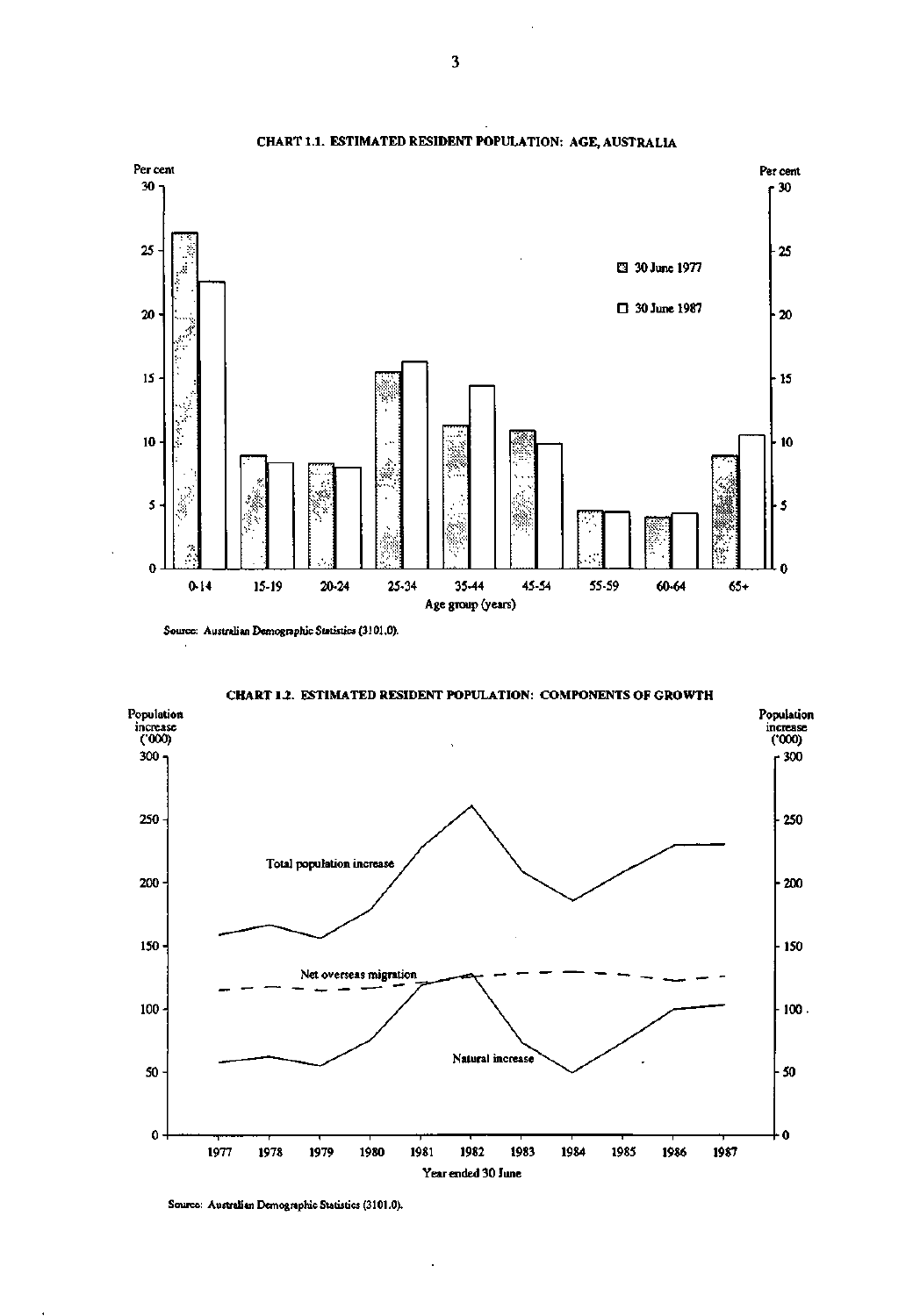CHART 1.1. ESTIMATED RESIDENT POPULATION: AGE, AUSTRALIA

Source: Australian Demographic Statistics (3101.0).

CHART 1.2. ESTIMATED RESIDENT POPULATION: COMPONENTS OF GROWTH

Source: Australian Demographic Statistics (3101.0).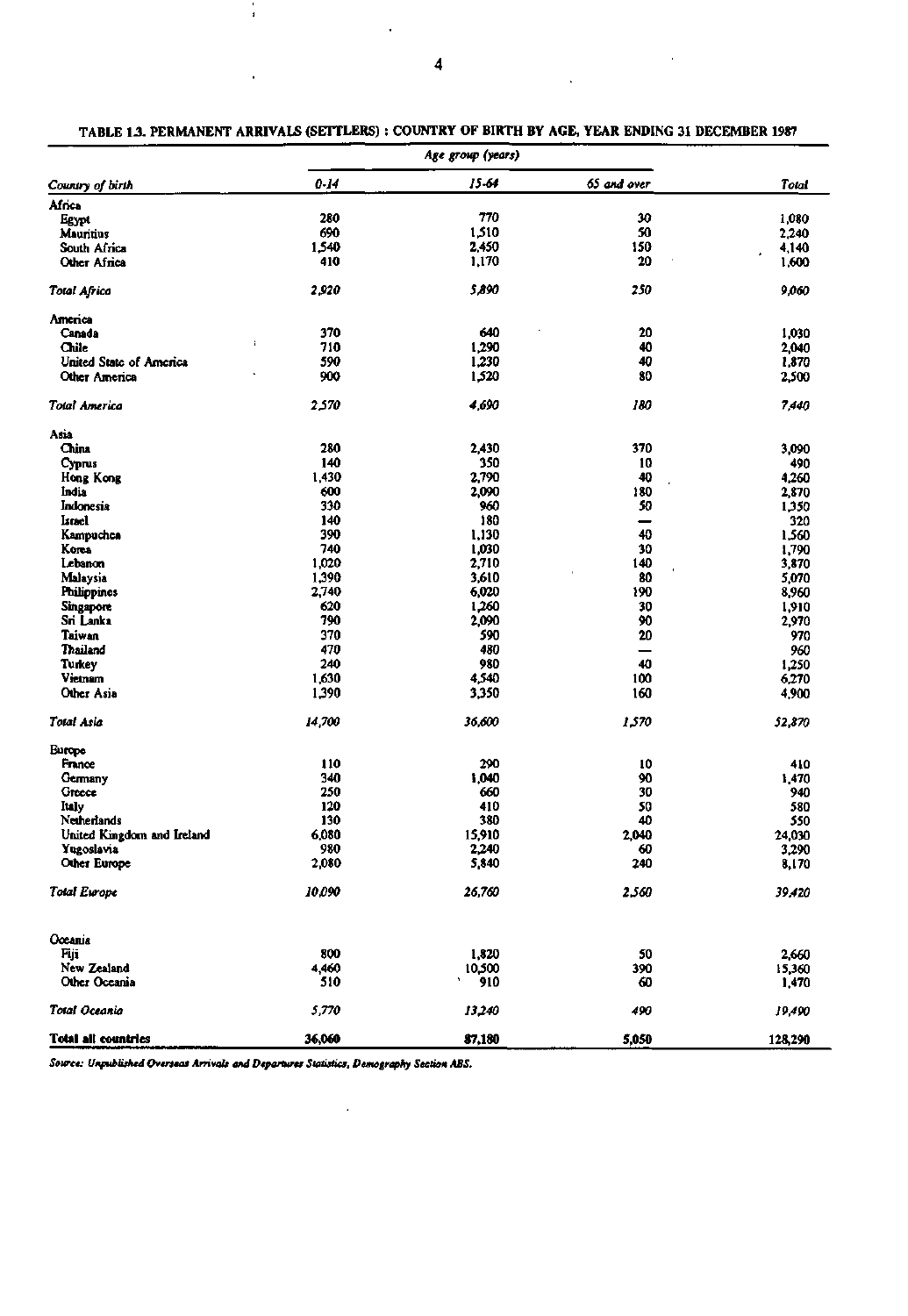**TABLE 1.3. PERMANENT ARRIVALS (SETTLERS) : COUNTRY OF BIRTH BY AGE, YEAR ENDING 31 DECEMBER 1987**

| *Country of birth* | *Age group (years)* | | | |
|---|---|---|---|---|
| | *0-14* | *15-64* | *65 and over* | *Total* |
| Africa | | | | |
| Egypt | 280 | 770 | 30 | 1,080 |
| Mauritius | 690 | 1,510 | 50 | 2,240 |
| South Africa | 1,540 | 2,450 | 150 | 4,140 |
| Other Africa | 410 | 1,170 | 20 | 1,600 |
| *Total Africa* | *2,920* | *5,890* | *250* | *9,060* |
| America | | | | |
| Canada | 370 | 640 | 20 | 1,030 |
| Chile | 710 | 1,290 | 40 | 2,040 |
| United State of America | 590 | 1,230 | 40 | 1,870 |
| Other America | 900 | 1,520 | 80 | 2,500 |
| *Total America* | *2,570* | *4,690* | *180* | *7,440* |
| Asia | | | | |
| China | 280 | 2,430 | 370 | 3,090 |
| Cyprus | 140 | 350 | 10 | 490 |
| Hong Kong | 1,430 | 2,790 | 40 | 4,260 |
| India | 600 | 2,090 | 180 | 2,870 |
| Indonesia | 330 | 960 | 50 | 1,350 |
| Israel | 140 | 180 | — | 320 |
| Kampuchea | 390 | 1,130 | 40 | 1,560 |
| Korea | 740 | 1,030 | 30 | 1,790 |
| Lebanon | 1,020 | 2,710 | 140 | 3,870 |
| Malaysia | 1,390 | 3,610 | 80 | 5,070 |
| Philippines | 2,740 | 6,020 | 190 | 8,960 |
| Singapore | 620 | 1,260 | 30 | 1,910 |
| Sri Lanka | 790 | 2,090 | 90 | 2,970 |
| Taiwan | 370 | 590 | 20 | 970 |
| Thailand | 470 | 480 | — | 960 |
| Turkey | 240 | 980 | 40 | 1,250 |
| Vietnam | 1,630 | 4,540 | 100 | 6,270 |
| Other Asia | 1,390 | 3,350 | 160 | 4,900 |
| *Total Asia* | *14,700* | *36,600* | *1,570* | *52,870* |
| Europe | | | | |
| France | 110 | 290 | 10 | 410 |
| Germany | 340 | 1,040 | 90 | 1,470 |
| Greece | 250 | 660 | 30 | 940 |
| Italy | 120 | 410 | 50 | 580 |
| Netherlands | 130 | 380 | 40 | 550 |
| United Kingdom and Ireland | 6,080 | 15,910 | 2,040 | 24,030 |
| Yugoslavia | 980 | 2,240 | 60 | 3,290 |
| Other Europe | 2,080 | 5,840 | 240 | 8,170 |
| *Total Europe* | *10,090* | *26,760* | *2,560* | *39,420* |
| Oceania | | | | |
| Fiji | 800 | 1,820 | 50 | 2,660 |
| New Zealand | 4,460 | 10,500 | 390 | 15,360 |
| Other Oceania | 510 | 910 | 60 | 1,470 |
| *Total Oceania* | *5,770* | *13,240* | *490* | *19,490* |
| **Total all countries** | **36,060** | **87,180** | **5,050** | **128,290** |

*Source: Unpublished Overseas Arrivals and Departures Statistics, Demography Section ABS.*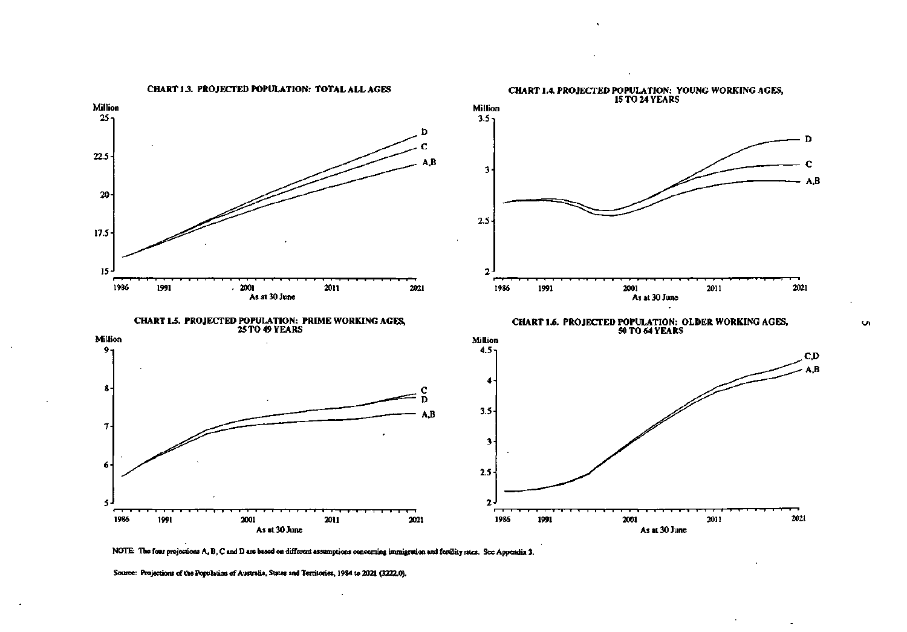**CHART 1.3. PROJECTED POPULATION: TOTAL ALL AGES**

**CHART 1.4. PROJECTED POPULATION: YOUNG WORKING AGES, 15 TO 24 YEARS**

**CHART 1.5. PROJECTED POPULATION: PRIME WORKING AGES, 25 TO 49 YEARS**

**CHART 1.6. PROJECTED POPULATION: OLDER WORKING AGES, 50 TO 64 YEARS**

NOTE: The four projections A, B, C and D are based on different assumptions concerning immigration and fertility rates. See Appendix 3.

Source: Projections of the Population of Australia, States and Territories, 1984 to 2021 (3222.0).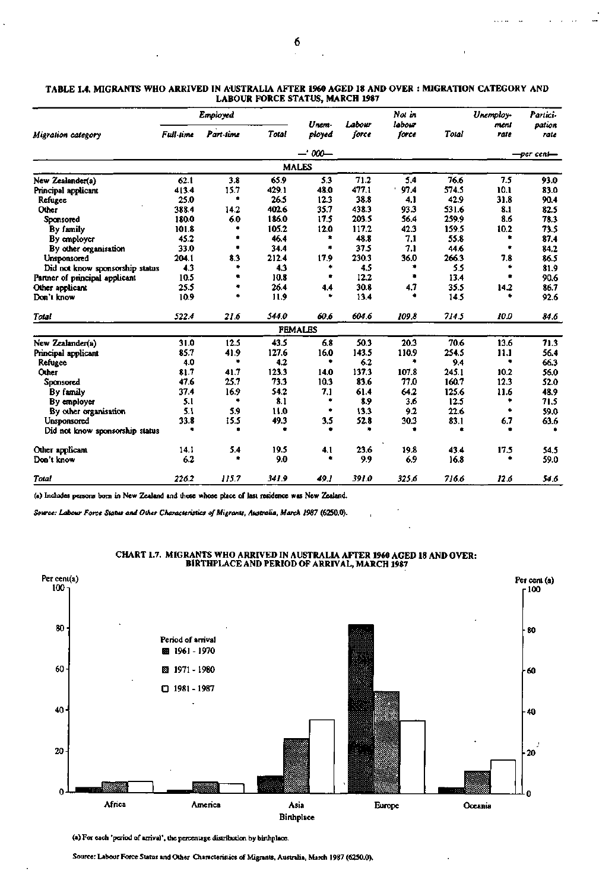**TABLE 1.4. MIGRANTS WHO ARRIVED IN AUSTRALIA AFTER 1960 AGED 18 AND OVER : MIGRATION CATEGORY AND LABOUR FORCE STATUS, MARCH 1987**

| Migration category | Employed | | | Unem-ployed | Labour force | Not in labour force | Total | Unemploy-ment rate | Partici-pation rate |
|---|---|---|---|---|---|---|---|---|---|
| | Full-time | Part-time | Total | | | | | | |
| | —' 000— | | | | | | | —per cent— | |
| **MALES** | | | | | | | | | |
| New Zealander(a) | 62.1 | 3.8 | 65.9 | 5.3 | 71.2 | 5.4 | 76.6 | 7.5 | 93.0 |
| Principal applicant | 413.4 | 15.7 | 429.1 | 48.0 | 477.1 | 97.4 | 574.5 | 10.1 | 83.0 |
| Refugee | 25.0 | * | 26.5 | 12.3 | 38.8 | 4.1 | 42.9 | 31.8 | 90.4 |
| Other | 388.4 | 14.2 | 402.6 | 35.7 | 438.3 | 93.3 | 531.6 | 8.1 | 82.5 |
| Sponsored | 180.0 | 6.0 | 186.0 | 17.5 | 203.5 | 56.4 | 259.9 | 8.6 | 78.3 |
| By family | 101.8 | * | 105.2 | 12.0 | 117.2 | 42.3 | 159.5 | 10.2 | 73.5 |
| By employer | 45.2 | * | 46.4 | * | 48.8 | 7.1 | 55.8 | * | 87.4 |
| By other organisation | 33.0 | * | 34.4 | * | 37.5 | 7.1 | 44.6 | * | 84.2 |
| Unsponsored | 204.1 | 8.3 | 212.4 | 17.9 | 230.3 | 36.0 | 266.3 | 7.8 | 86.5 |
| Did not know sponsorship status | 4.3 | * | 4.3 | * | 4.5 | * | 5.5 | * | 81.9 |
| Partner of principal applicant | 10.5 | * | 10.8 | * | 12.2 | * | 13.4 | * | 90.6 |
| Other applicant | 25.5 | * | 26.4 | 4.4 | 30.8 | 4.7 | 35.5 | 14.2 | 86.7 |
| Don't know | 10.9 | * | 11.9 | * | 13.4 | * | 14.5 | * | 92.6 |
| *Total* | *522.4* | *21.6* | *544.0* | *60.6* | *604.6* | *109.8* | *714.5* | *10.0* | *84.6* |
| **FEMALES** | | | | | | | | | |
| New Zealander(a) | 31.0 | 12.5 | 43.5 | 6.8 | 50.3 | 20.3 | 70.6 | 13.6 | 71.3 |
| Principal applicant | 85.7 | 41.9 | 127.6 | 16.0 | 143.5 | 110.9 | 254.5 | 11.1 | 56.4 |
| Refugee | 4.0 | * | 4.2 | * | 6.2 | * | 9.4 | * | 66.3 |
| Other | 81.7 | 41.7 | 123.3 | 14.0 | 137.3 | 107.8 | 245.1 | 10.2 | 56.0 |
| Sponsored | 47.6 | 25.7 | 73.3 | 10.3 | 83.6 | 77.0 | 160.7 | 12.3 | 52.0 |
| By family | 37.4 | 16.9 | 54.2 | 7.1 | 61.4 | 64.2 | 125.6 | 11.6 | 48.9 |
| By employer | 5.1 | * | 8.1 | * | 8.9 | 3.6 | 12.5 | * | 71.5 |
| By other organisation | 5.1 | 5.9 | 11.0 | * | 13.3 | 9.2 | 22.6 | * | 59.0 |
| Unsponsored | 33.8 | 15.5 | 49.3 | 3.5 | 52.8 | 30.3 | 83.1 | 6.7 | 63.6 |
| Did not know sponsorship status | * | * | * | * | * | * | * | * | * |
| Other applicant | 14.1 | 5.4 | 19.5 | 4.1 | 23.6 | 19.8 | 43.4 | 17.5 | 54.5 |
| Don't know | 6.2 | * | 9.0 | * | 9.9 | 6.9 | 16.8 | * | 59.0 |
| *Total* | *226.2* | *115.7* | *341.9* | *49.1* | *391.0* | *325.6* | *716.6* | *12.6* | *54.6* |

(a) Includes persons born in New Zealand and those whose place of last residence was New Zealand.

*Source: Labour Force Status and Other Characteristics of Migrants, Australia, March 1987 (6250.0).*

**CHART 1.7. MIGRANTS WHO ARRIVED IN AUSTRALIA AFTER 1960 AGED 18 AND OVER: BIRTHPLACE AND PERIOD OF ARRIVAL, MARCH 1987**

(a) For each 'period of arrival', the percentage distribution by birthplace.

Source: Labour Force Status and Other Characteristics of Migrants, Australia, March 1987 (6250.0).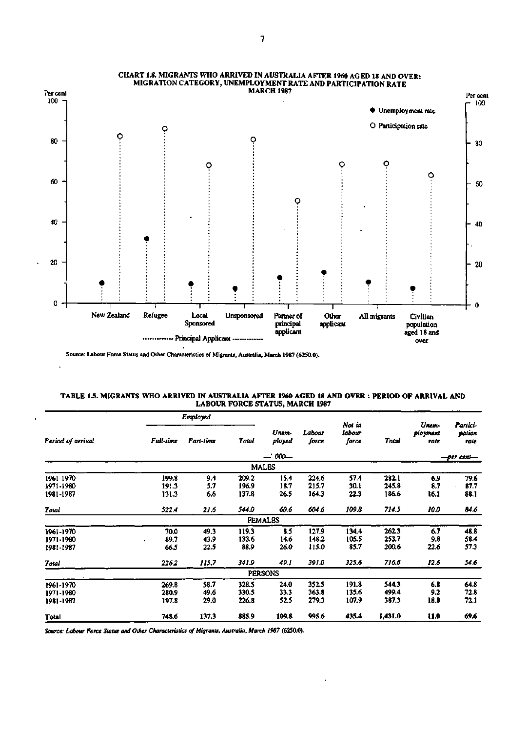## CHART 1.8. MIGRANTS WHO ARRIVED IN AUSTRALIA AFTER 1960 AGED 18 AND OVER: MIGRATION CATEGORY, UNEMPLOYMENT RATE AND PARTICIPATION RATE MARCH 1987

Per cent

● Unemployment rate

O Participation rate

New Zealand | Refugee | Local Sponsored | Unsponsored | Partner of principal applicant | Other applicant | All migrants | Civilian population aged 18 and over

------------ Principal Applicant ------------

Source: Labour Force Status and Other Characteristics of Migrants, Australia, March 1987 (6250.0).

## TABLE 1.5. MIGRANTS WHO ARRIVED IN AUSTRALIA AFTER 1960 AGED 18 AND OVER : PERIOD OF ARRIVAL AND LABOUR FORCE STATUS, MARCH 1987

| *Period of arrival* | *Employed* | | | | | | | | |
|---|---|---|---|---|---|---|---|---|---|
| | *Full-time* | *Part-time* | *Total* | *Unemployed* | *Labour force* | *Not in labour force* | *Total* | *Unemployment rate* | *Participation rate* |
| | —' 000— | | | | | | | —per cent— | |
| **MALES** | | | | | | | | | |
| 1961-1970 | 199.8 | 9.4 | 209.2 | 15.4 | 224.6 | 57.4 | 282.1 | 6.9 | 79.6 |
| 1971-1980 | 191.3 | 5.7 | 196.9 | 18.7 | 215.7 | 30.1 | 245.8 | 8.7 | 87.7 |
| 1981-1987 | 131.3 | 6.6 | 137.8 | 26.5 | 164.3 | 22.3 | 186.6 | 16.1 | 88.1 |
| *Total* | *522.4* | *21.6* | *544.0* | *60.6* | *604.6* | *109.8* | *714.5* | *10.0* | *84.6* |
| **FEMALES** | | | | | | | | | |
| 1961-1970 | 70.0 | 49.3 | 119.3 | 8.5 | 127.9 | 134.4 | 262.3 | 6.7 | 48.8 |
| 1971-1980 | 89.7 | 43.9 | 133.6 | 14.6 | 148.2 | 105.5 | 253.7 | 9.8 | 58.4 |
| 1981-1987 | 66.5 | 22.5 | 88.9 | 26.0 | 115.0 | 85.7 | 200.6 | 22.6 | 57.3 |
| *Total* | *226.2* | *115.7* | *341.9* | *49.1* | *391.0* | *325.6* | *716.6* | *12.6* | *54.6* |
| **PERSONS** | | | | | | | | | |
| 1961-1970 | 269.8 | 58.7 | 328.5 | 24.0 | 352.5 | 191.8 | 544.3 | 6.8 | 64.8 |
| 1971-1980 | 280.9 | 49.6 | 330.5 | 33.3 | 363.8 | 135.6 | 499.4 | 9.2 | 72.8 |
| 1981-1987 | 197.8 | 29.0 | 226.8 | 52.5 | 279.3 | 107.9 | 387.3 | 18.8 | 72.1 |
| **Total** | **748.6** | **137.3** | **885.9** | **109.8** | **995.6** | **435.4** | **1,431.0** | **11.0** | **69.6** |

*Source: Labour Force Status and Other Characteristics of Migrants, Australia, March 1987 (6250.0).*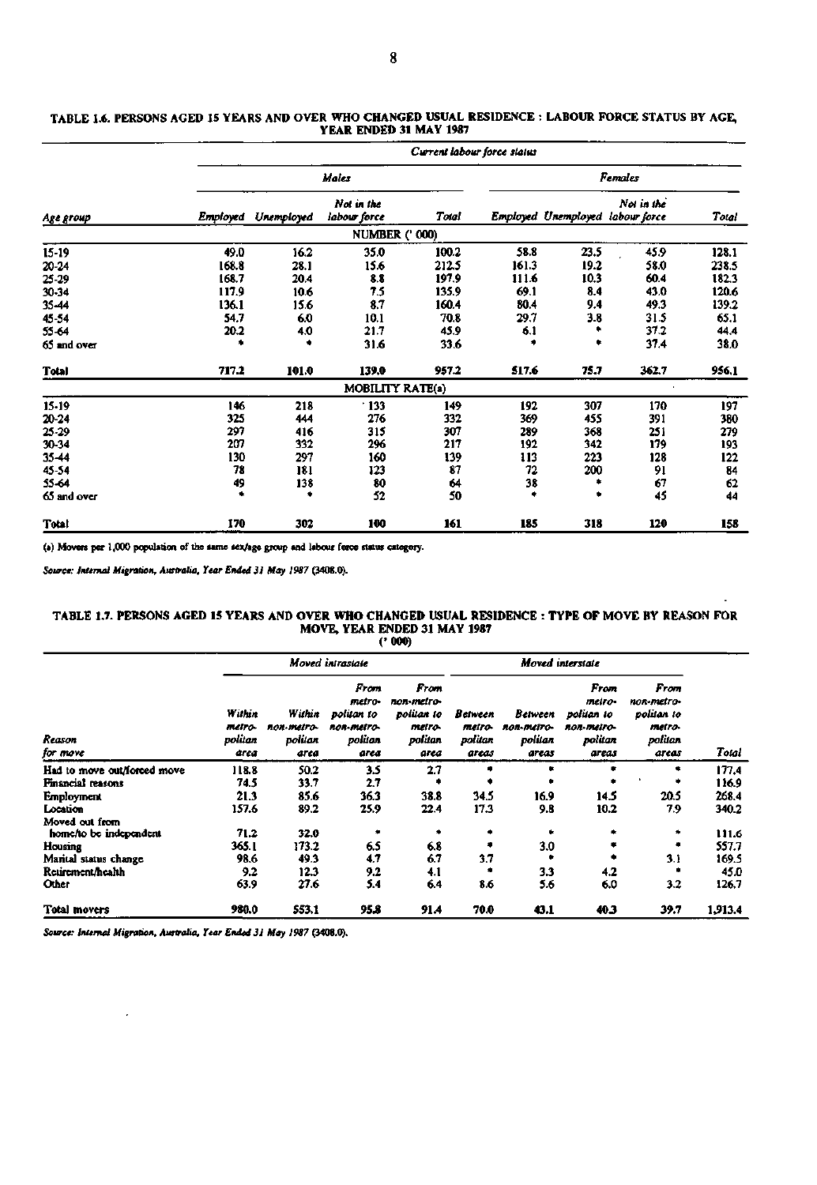TABLE 1.6. PERSONS AGED 15 YEARS AND OVER WHO CHANGED USUAL RESIDENCE : LABOUR FORCE STATUS BY AGE, YEAR ENDED 31 MAY 1987

| | *Current labour force status* | | | | | | | |
|---|---|---|---|---|---|---|---|---|
| | *Males* | | | | *Females* | | | |
| *Age group* | *Employed* | *Unemployed* | *Not in the labour force* | *Total* | *Employed* | *Unemployed* | *Not in the labour force* | *Total* |
| | | | | NUMBER (' 000) | | | | |
| 15-19 | 49.0 | 16.2 | 35.0 | 100.2 | 58.8 | 23.5 | 45.9 | 128.1 |
| 20-24 | 168.8 | 28.1 | 15.6 | 212.5 | 161.3 | 19.2 | 58.0 | 238.5 |
| 25-29 | 168.7 | 20.4 | 8.8 | 197.9 | 111.6 | 10.3 | 60.4 | 182.3 |
| 30-34 | 117.9 | 10.6 | 7.5 | 135.9 | 69.1 | 8.4 | 43.0 | 120.6 |
| 35-44 | 136.1 | 15.6 | 8.7 | 160.4 | 80.4 | 9.4 | 49.3 | 139.2 |
| 45-54 | 54.7 | 6.0 | 10.1 | 70.8 | 29.7 | 3.8 | 31.5 | 65.1 |
| 55-64 | 20.2 | 4.0 | 21.7 | 45.9 | 6.1 | * | 37.2 | 44.4 |
| 65 and over | * | * | 31.6 | 33.6 | * | * | 37.4 | 38.0 |
| **Total** | **717.2** | **101.0** | **139.0** | **957.2** | **517.6** | **75.7** | **362.7** | **956.1** |
| | | | | MOBILITY RATE(a) | | | | |
| 15-19 | 146 | 218 | 133 | 149 | 192 | 307 | 170 | 197 |
| 20-24 | 325 | 444 | 276 | 332 | 369 | 455 | 391 | 380 |
| 25-29 | 297 | 416 | 315 | 307 | 289 | 368 | 251 | 279 |
| 30-34 | 207 | 332 | 296 | 217 | 192 | 342 | 179 | 193 |
| 35-44 | 130 | 297 | 160 | 139 | 113 | 223 | 128 | 122 |
| 45-54 | 78 | 181 | 123 | 87 | 72 | 200 | 91 | 84 |
| 55-64 | 49 | 138 | 80 | 64 | 38 | * | 67 | 62 |
| 65 and over | * | * | 52 | 50 | * | * | 45 | 44 |
| **Total** | **170** | **302** | **100** | **161** | **185** | **318** | **120** | **158** |

(a) Movers per 1,000 population of the same sex/age group and labour force status category.

*Source: Internal Migration, Australia, Year Ended 31 May 1987* (3408.0).

TABLE 1.7. PERSONS AGED 15 YEARS AND OVER WHO CHANGED USUAL RESIDENCE : TYPE OF MOVE BY REASON FOR MOVE, YEAR ENDED 31 MAY 1987
(' 000)

| | *Moved intrastate* | | | | *Moved interstate* | | | | |
|---|---|---|---|---|---|---|---|---|---|
| *Reason for move* | *Within metro-politan area* | *Within non-metro-politan area* | *From metro-politan to non-metro-politan area* | *From non-metro-politan to metro-politan area* | *Between metro-politan areas* | *Between non-metro-politan areas* | *From metro-politan to non-metro-politan areas* | *From non-metro-politan to metro-politan areas* | *Total* |
| Had to move out/forced move | 118.8 | 50.2 | 3.5 | 2.7 | * | * | * | * | 177.4 |
| Financial reasons | 74.5 | 33.7 | 2.7 | * | * | * | * | * | 116.9 |
| Employment | 21.3 | 85.6 | 36.3 | 38.8 | 34.5 | 16.9 | 14.5 | 20.5 | 268.4 |
| Location | 157.6 | 89.2 | 25.9 | 22.4 | 17.3 | 9.8 | 10.2 | 7.9 | 340.2 |
| Moved out from home/to be independent | 71.2 | 32.0 | * | * | * | * | * | * | 111.6 |
| Housing | 365.1 | 173.2 | 6.5 | 6.8 | * | 3.0 | * | * | 557.7 |
| Marital status change | 98.6 | 49.3 | 4.7 | 6.7 | 3.7 | * | * | 3.1 | 169.5 |
| Retirement/health | 9.2 | 12.3 | 9.2 | 4.1 | * | 3.3 | 4.2 | * | 45.0 |
| Other | 63.9 | 27.6 | 5.4 | 6.4 | 8.6 | 5.6 | 6.0 | 3.2 | 126.7 |
| **Total movers** | **980.0** | **553.1** | **95.8** | **91.4** | **70.0** | **43.1** | **40.3** | **39.7** | **1,913.4** |

*Source: Internal Migration, Australia, Year Ended 31 May 1987* (3408.0).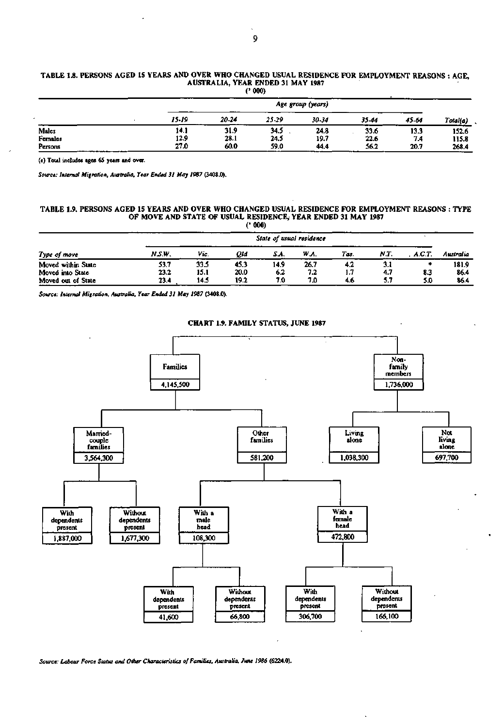### TABLE 1.8. PERSONS AGED 15 YEARS AND OVER WHO CHANGED USUAL RESIDENCE FOR EMPLOYMENT REASONS : AGE, AUSTRALIA, YEAR ENDED 31 MAY 1987

('000)

| | Age group (years) | | | | | | |
|---|---|---|---|---|---|---|---|
| | 15-19 | 20-24 | 25-29 | 30-34 | 35-44 | 45-64 | Total(a) |
| Males | 14.1 | 31.9 | 34.5 | 24.8 | 33.6 | 13.3 | 152.6 |
| Females | 12.9 | 28.1 | 24.5 | 19.7 | 22.6 | 7.4 | 115.8 |
| Persons | 27.0 | 60.0 | 59.0 | 44.4 | 56.2 | 20.7 | 268.4 |

(a) Total includes ages 65 years and over.

*Source: Internal Migration, Australia, Year Ended 31 May 1987 (3408.0).*

### TABLE 1.9. PERSONS AGED 15 YEARS AND OVER WHO CHANGED USUAL RESIDENCE FOR EMPLOYMENT REASONS : TYPE OF MOVE AND STATE OF USUAL RESIDENCE, YEAR ENDED 31 MAY 1987

('000)

| | State of usual residence | | | | | | | | |
|---|---|---|---|---|---|---|---|---|---|
| Type of move | N.S.W. | Vic. | Qld | S.A. | W.A. | Tas. | N.T. | A.C.T. | Australia |
| Moved within State | 53.7 | 33.5 | 45.3 | 14.9 | 26.7 | 4.2 | 3.1 | * | 181.9 |
| Moved into State | 23.2 | 15.1 | 20.0 | 6.2 | 7.2 | 1.7 | 4.7 | 8.3 | 86.4 |
| Moved out of State | 23.4 | 14.5 | 19.2 | 7.0 | 7.0 | 4.6 | 5.7 | 5.0 | 86.4 |

*Source: Internal Migration, Australia, Year Ended 31 May 1987 (3408.0).*

### CHART 1.9. FAMILY STATUS, JUNE 1987

- Families: 4,145,500
  - Married-couple families: 3,564,300
    - With dependents present: 1,887,000
    - Without dependents present: 1,677,300
  - Other families: 581,200
    - With a male head: 108,300
      - With dependents present: 41,600
      - Without dependents present: 66,800
    - With a female head: 472,800
      - With dependents present: 306,700
      - Without dependents present: 166,100
- Non-family members: 1,736,000
  - Living alone: 1,038,300
  - Not living alone: 697,700

*Source: Labour Force Status and Other Characteristics of Families, Australia, June 1986 (6224.0).*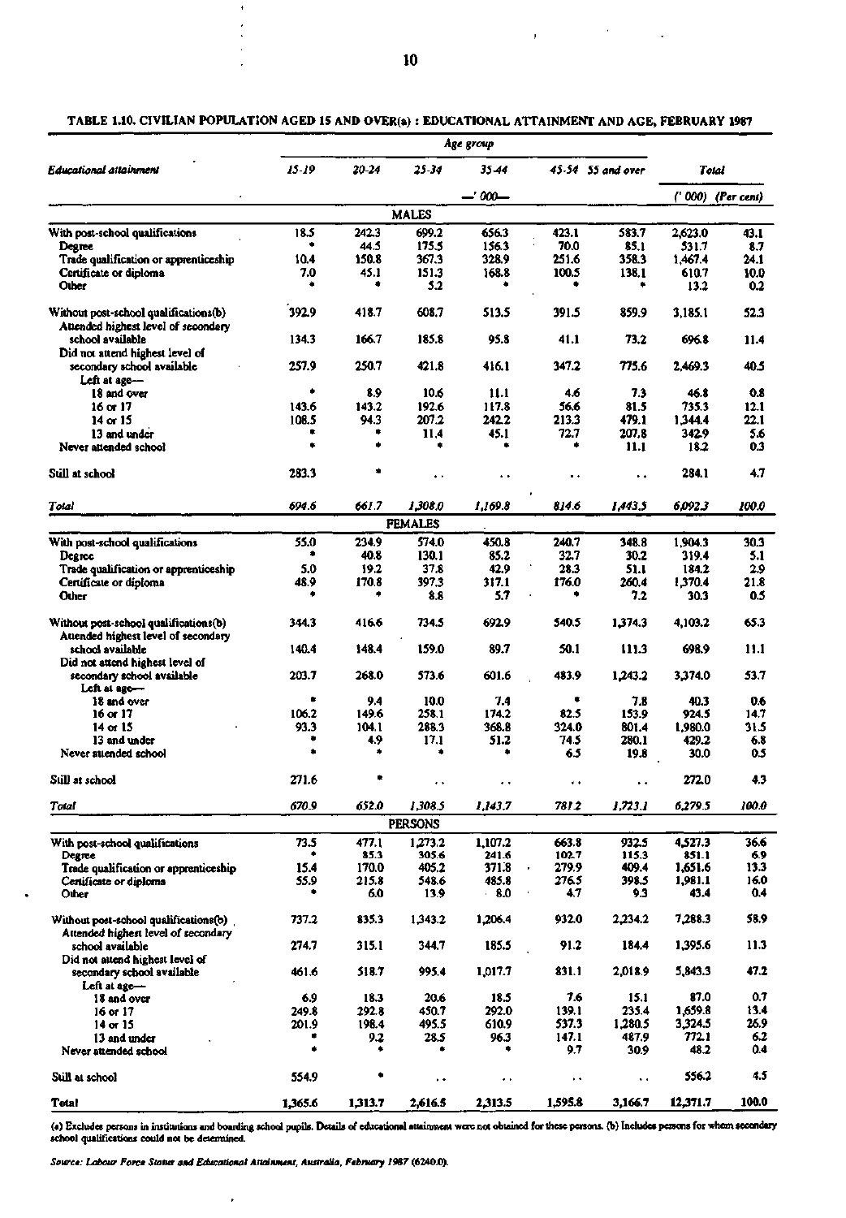**TABLE 1.10. CIVILIAN POPULATION AGED 15 AND OVER(a) : EDUCATIONAL ATTAINMENT AND AGE, FEBRUARY 1987**

| *Educational attainment* | *15-19* | *20-24* | *25-34* | *35-44* | *45-54* | *55 and over* | *Total* ('000) | *Total* (Per cent) |
|---|---|---|---|---|---|---|---|---|
| | —'000— | | | | | | | |
| **MALES** | | | | | | | | |
| With post-school qualifications | 18.5 | 242.3 | 699.2 | 656.3 | 423.1 | 583.7 | 2,623.0 | 43.1 |
| Degree | * | 44.5 | 175.5 | 156.3 | 70.0 | 85.1 | 531.7 | 8.7 |
| Trade qualification or apprenticeship | 10.4 | 150.8 | 367.3 | 328.9 | 251.6 | 358.3 | 1,467.4 | 24.1 |
| Certificate or diploma | 7.0 | 45.1 | 151.3 | 168.8 | 100.5 | 138.1 | 610.7 | 10.0 |
| Other | * | * | 5.2 | * | * | * | 13.2 | 0.2 |
| Without post-school qualifications(b) | 392.9 | 418.7 | 608.7 | 513.5 | 391.5 | 859.9 | 3,185.1 | 52.3 |
| Attended highest level of secondary school available | 134.3 | 166.7 | 185.8 | 95.8 | 41.1 | 73.2 | 696.8 | 11.4 |
| Did not attend highest level of secondary school available | 257.9 | 250.7 | 421.8 | 416.1 | 347.2 | 775.6 | 2,469.3 | 40.5 |
| Left at age— | | | | | | | | |
| 18 and over | * | 8.9 | 10.6 | 11.1 | 4.6 | 7.3 | 46.8 | 0.8 |
| 16 or 17 | 143.6 | 143.2 | 192.6 | 117.8 | 56.6 | 81.5 | 735.3 | 12.1 |
| 14 or 15 | 108.5 | 94.3 | 207.2 | 242.2 | 213.3 | 479.1 | 1,344.4 | 22.1 |
| 13 and under | * | * | 11.4 | 45.1 | 72.7 | 207.8 | 342.9 | 5.6 |
| Never attended school | * | * | * | * | * | 11.1 | 18.2 | 0.3 |
| Still at school | 283.3 | * | .. | .. | .. | .. | 284.1 | 4.7 |
| *Total* | *694.6* | *661.7* | *1,308.0* | *1,169.8* | *814.6* | *1,443.5* | *6,092.3* | *100.0* |
| **FEMALES** | | | | | | | | |
| With post-school qualifications | 55.0 | 234.9 | 574.0 | 450.8 | 240.7 | 348.8 | 1,904.3 | 30.3 |
| Degree | * | 40.8 | 130.1 | 85.2 | 32.7 | 30.2 | 319.4 | 5.1 |
| Trade qualification or apprenticeship | 5.0 | 19.2 | 37.8 | 42.9 | 28.3 | 51.1 | 184.2 | 2.9 |
| Certificate or diploma | 48.9 | 170.8 | 397.3 | 317.1 | 176.0 | 260.4 | 1,370.4 | 21.8 |
| Other | * | * | 8.8 | 5.7 | * | 7.2 | 30.3 | 0.5 |
| Without post-school qualifications(b) | 344.3 | 416.6 | 734.5 | 692.9 | 540.5 | 1,374.3 | 4,103.2 | 65.3 |
| Attended highest level of secondary school available | 140.4 | 148.4 | 159.0 | 89.7 | 50.1 | 111.3 | 698.9 | 11.1 |
| Did not attend highest level of secondary school available | 203.7 | 268.0 | 573.6 | 601.6 | 483.9 | 1,243.2 | 3,374.0 | 53.7 |
| Left at age— | | | | | | | | |
| 18 and over | * | 9.4 | 10.0 | 7.4 | * | 7.8 | 40.3 | 0.6 |
| 16 or 17 | 106.2 | 149.6 | 258.1 | 174.2 | 82.5 | 153.9 | 924.5 | 14.7 |
| 14 or 15 | 93.3 | 104.1 | 288.3 | 368.8 | 324.0 | 801.4 | 1,980.0 | 31.5 |
| 13 and under | * | 4.9 | 17.1 | 51.2 | 74.5 | 280.1 | 429.2 | 6.8 |
| Never attended school | * | * | * | * | 6.5 | 19.8 | 30.0 | 0.5 |
| Still at school | 271.6 | * | .. | .. | .. | .. | 272.0 | 4.3 |
| *Total* | *670.9* | *652.0* | *1,308.5* | *1,143.7* | *781.2* | *1,723.1* | *6,279.5* | *100.0* |
| **PERSONS** | | | | | | | | |
| With post-school qualifications | 73.5 | 477.1 | 1,273.2 | 1,107.2 | 663.8 | 932.5 | 4,527.3 | 36.6 |
| Degree | * | 85.3 | 305.6 | 241.6 | 102.7 | 115.3 | 851.1 | 6.9 |
| Trade qualification or apprenticeship | 15.4 | 170.0 | 405.2 | 371.8 | 279.9 | 409.4 | 1,651.6 | 13.3 |
| Certificate or diploma | 55.9 | 215.8 | 548.6 | 485.8 | 276.5 | 398.5 | 1,981.1 | 16.0 |
| Other | * | 6.0 | 13.9 | 8.0 | 4.7 | 9.3 | 43.4 | 0.4 |
| Without post-school qualifications(b) | 737.2 | 835.3 | 1,343.2 | 1,206.4 | 932.0 | 2,234.2 | 7,288.3 | 58.9 |
| Attended highest level of secondary school available | 274.7 | 315.1 | 344.7 | 185.5 | 91.2 | 184.4 | 1,395.6 | 11.3 |
| Did not attend highest level of secondary school available | 461.6 | 518.7 | 995.4 | 1,017.7 | 831.1 | 2,018.9 | 5,843.3 | 47.2 |
| Left at age— | | | | | | | | |
| 18 and over | 6.9 | 18.3 | 20.6 | 18.5 | 7.6 | 15.1 | 87.0 | 0.7 |
| 16 or 17 | 249.8 | 292.8 | 450.7 | 292.0 | 139.1 | 235.4 | 1,659.8 | 13.4 |
| 14 or 15 | 201.9 | 198.4 | 495.5 | 610.9 | 537.3 | 1,280.5 | 3,324.5 | 26.9 |
| 13 and under | * | 9.2 | 28.5 | 96.3 | 147.1 | 487.9 | 772.1 | 6.2 |
| Never attended school | * | * | * | * | 9.7 | 30.9 | 48.2 | 0.4 |
| Still at school | 554.9 | * | .. | .. | .. | .. | 556.2 | 4.5 |
| **Total** | **1,365.6** | **1,313.7** | **2,616.5** | **2,313.5** | **1,595.8** | **3,166.7** | **12,371.7** | **100.0** |

(a) Excludes persons in institutions and boarding school pupils. Details of educational attainment were not obtained for these persons. (b) Includes persons for whom secondary school qualifications could not be determined.

*Source: Labour Force Status and Educational Attainment, Australia, February 1987 (6240.0).*